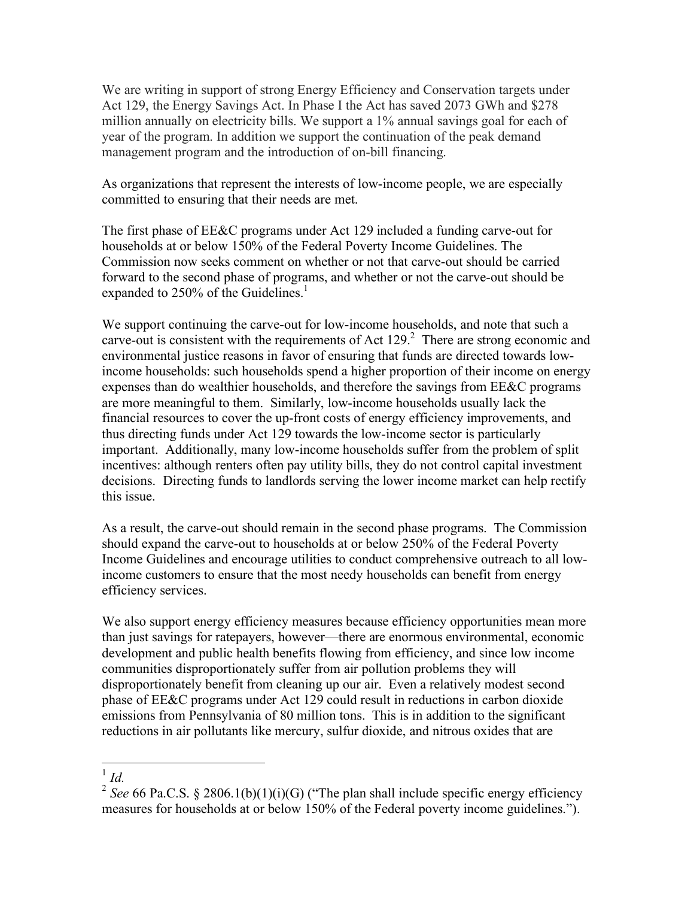We are writing in support of strong Energy Efficiency and Conservation targets under Act 129, the Energy Savings Act. In Phase I the Act has saved 2073 GWh and $278 million annually on electricity bills. We support a 1% annual savings goal for each of year of the program. In addition we support the continuation of the peak demand management program and the introduction of on-bill financing.

As organizations that represent the interests of low-income people, we are especially committed to ensuring that their needs are met.

The first phase of EE&C programs under Act 129 included a funding carve-out for households at or below 150% of the Federal Poverty Income Guidelines. The Commission now seeks comment on whether or not that carve-out should be carried forward to the second phase of programs, and whether or not the carve-out should be expanded to 250% of the Guidelines.[1]

We support continuing the carve-out for low-income households, and note that such a carve-out is consistent with the requirements of Act 129.[2] There are strong economic and environmental justice reasons in favor of ensuring that funds are directed towards low-income households: such households spend a higher proportion of their income on energy expenses than do wealthier households, and therefore the savings from EE&C programs are more meaningful to them. Similarly, low-income households usually lack the financial resources to cover the up-front costs of energy efficiency improvements, and thus directing funds under Act 129 towards the low-income sector is particularly important. Additionally, many low-income households suffer from the problem of split incentives: although renters often pay utility bills, they do not control capital investment decisions. Directing funds to landlords serving the lower income market can help rectify this issue.

As a result, the carve-out should remain in the second phase programs. The Commission should expand the carve-out to households at or below 250% of the Federal Poverty Income Guidelines and encourage utilities to conduct comprehensive outreach to all low-income customers to ensure that the most needy households can benefit from energy efficiency services.

We also support energy efficiency measures because efficiency opportunities mean more than just savings for ratepayers, however—there are enormous environmental, economic development and public health benefits flowing from efficiency, and since low income communities disproportionately suffer from air pollution problems they will disproportionately benefit from cleaning up our air. Even a relatively modest second phase of EE&C programs under Act 129 could result in reductions in carbon dioxide emissions from Pennsylvania of 80 million tons. This is in addition to the significant reductions in air pollutants like mercury, sulfur dioxide, and nitrous oxides that are

---

[1] *Id.*

[2] *See* 66 Pa.C.S. § 2806.1(b)(1)(i)(G) ("The plan shall include specific energy efficiency measures for households at or below 150% of the Federal poverty income guidelines.").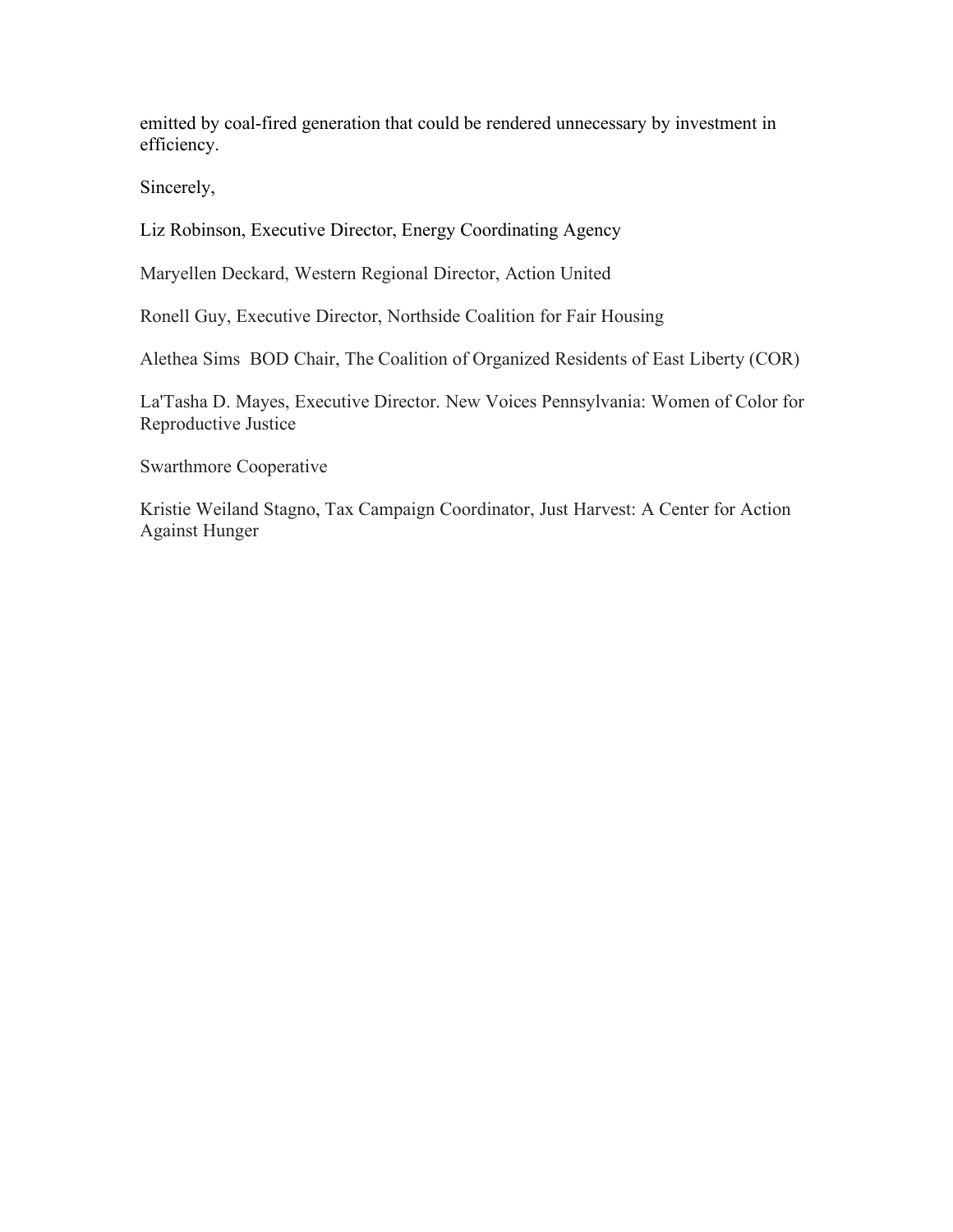emitted by coal-fired generation that could be rendered unnecessary by investment in efficiency.

Sincerely,

Liz Robinson, Executive Director, Energy Coordinating Agency

Maryellen Deckard, Western Regional Director, Action United

Ronell Guy, Executive Director, Northside Coalition for Fair Housing

Alethea Sims  BOD Chair, The Coalition of Organized Residents of East Liberty (COR)

La'Tasha D. Mayes, Executive Director. New Voices Pennsylvania: Women of Color for Reproductive Justice

Swarthmore Cooperative

Kristie Weiland Stagno, Tax Campaign Coordinator, Just Harvest: A Center for Action Against Hunger